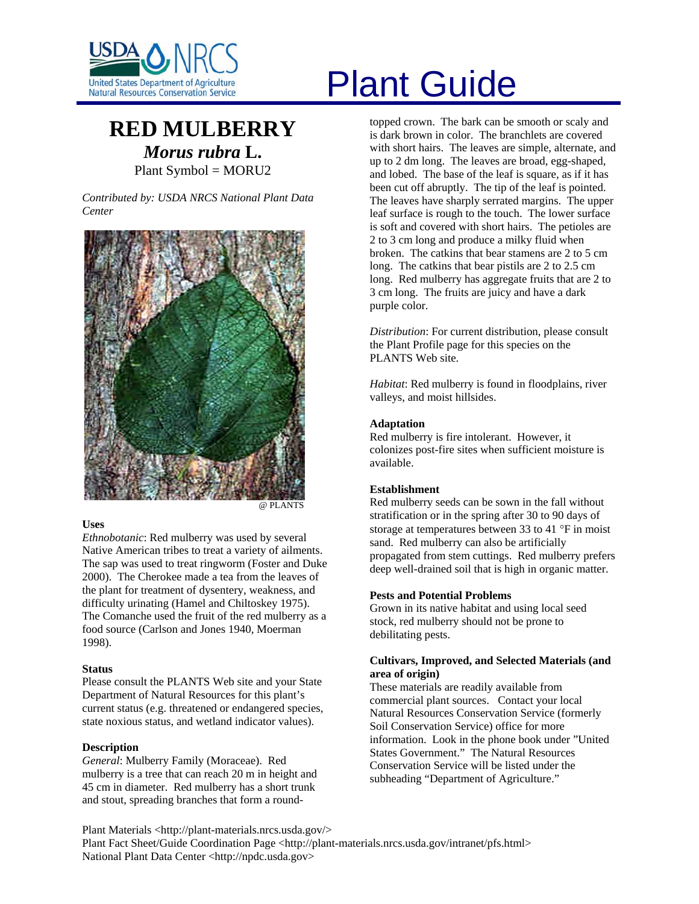# Plant Guide

## RED MULBERRY

***Morus rubra* L.**

Plant Symbol = MORU2

*Contributed by: USDA NRCS National Plant Data Center*

@ PLANTS

### Uses

*Ethnobotanic*: Red mulberry was used by several Native American tribes to treat a variety of ailments. The sap was used to treat ringworm (Foster and Duke 2000). The Cherokee made a tea from the leaves of the plant for treatment of dysentery, weakness, and difficulty urinating (Hamel and Chiltoskey 1975). The Comanche used the fruit of the red mulberry as a food source (Carlson and Jones 1940, Moerman 1998).

### Status

Please consult the PLANTS Web site and your State Department of Natural Resources for this plant's current status (e.g. threatened or endangered species, state noxious status, and wetland indicator values).

### Description

*General*: Mulberry Family (Moraceae). Red mulberry is a tree that can reach 20 m in height and 45 cm in diameter. Red mulberry has a short trunk and stout, spreading branches that form a round-topped crown. The bark can be smooth or scaly and is dark brown in color. The branchlets are covered with short hairs. The leaves are simple, alternate, and up to 2 dm long. The leaves are broad, egg-shaped, and lobed. The base of the leaf is square, as if it has been cut off abruptly. The tip of the leaf is pointed. The leaves have sharply serrated margins. The upper leaf surface is rough to the touch. The lower surface is soft and covered with short hairs. The petioles are 2 to 3 cm long and produce a milky fluid when broken. The catkins that bear stamens are 2 to 5 cm long. The catkins that bear pistils are 2 to 2.5 cm long. Red mulberry has aggregate fruits that are 2 to 3 cm long. The fruits are juicy and have a dark purple color.

*Distribution*: For current distribution, please consult the Plant Profile page for this species on the PLANTS Web site.

*Habitat*: Red mulberry is found in floodplains, river valleys, and moist hillsides.

### Adaptation

Red mulberry is fire intolerant. However, it colonizes post-fire sites when sufficient moisture is available.

### Establishment

Red mulberry seeds can be sown in the fall without stratification or in the spring after 30 to 90 days of storage at temperatures between 33 to 41 °F in moist sand. Red mulberry can also be artificially propagated from stem cuttings. Red mulberry prefers deep well-drained soil that is high in organic matter.

### Pests and Potential Problems

Grown in its native habitat and using local seed stock, red mulberry should not be prone to debilitating pests.

### Cultivars, Improved, and Selected Materials (and area of origin)

These materials are readily available from commercial plant sources. Contact your local Natural Resources Conservation Service (formerly Soil Conservation Service) office for more information. Look in the phone book under "United States Government." The Natural Resources Conservation Service will be listed under the subheading "Department of Agriculture."

Plant Materials <http://plant-materials.nrcs.usda.gov/>
Plant Fact Sheet/Guide Coordination Page <http://plant-materials.nrcs.usda.gov/intranet/pfs.html>
National Plant Data Center <http://npdc.usda.gov>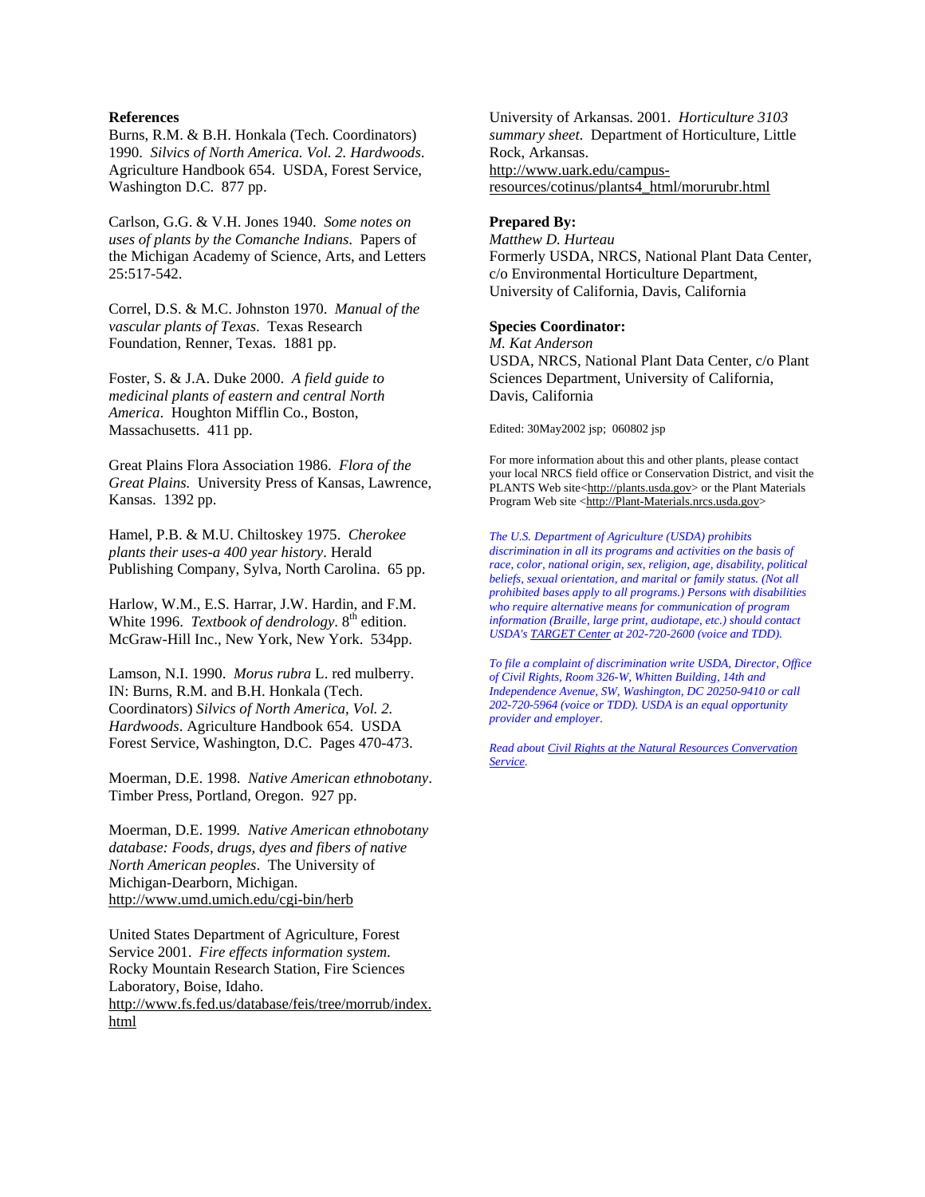**References**

Burns, R.M. & B.H. Honkala (Tech. Coordinators) 1990. *Silvics of North America. Vol. 2. Hardwoods*. Agriculture Handbook 654. USDA, Forest Service, Washington D.C. 877 pp.

Carlson, G.G. & V.H. Jones 1940. *Some notes on uses of plants by the Comanche Indians*. Papers of the Michigan Academy of Science, Arts, and Letters 25:517-542.

Correl, D.S. & M.C. Johnston 1970. *Manual of the vascular plants of Texas*. Texas Research Foundation, Renner, Texas. 1881 pp.

Foster, S. & J.A. Duke 2000. *A field guide to medicinal plants of eastern and central North America*. Houghton Mifflin Co., Boston, Massachusetts. 411 pp.

Great Plains Flora Association 1986. *Flora of the Great Plains*. University Press of Kansas, Lawrence, Kansas. 1392 pp.

Hamel, P.B. & M.U. Chiltoskey 1975. *Cherokee plants their uses-a 400 year history*. Herald Publishing Company, Sylva, North Carolina. 65 pp.

Harlow, W.M., E.S. Harrar, J.W. Hardin, and F.M. White 1996. *Textbook of dendrology*. 8th edition. McGraw-Hill Inc., New York, New York. 534pp.

Lamson, N.I. 1990. *Morus rubra* L. red mulberry. IN: Burns, R.M. and B.H. Honkala (Tech. Coordinators) *Silvics of North America, Vol. 2. Hardwoods*. Agriculture Handbook 654. USDA Forest Service, Washington, D.C. Pages 470-473.

Moerman, D.E. 1998. *Native American ethnobotany*. Timber Press, Portland, Oregon. 927 pp.

Moerman, D.E. 1999. *Native American ethnobotany database: Foods, drugs, dyes and fibers of native North American peoples*. The University of Michigan-Dearborn, Michigan. http://www.umd.umich.edu/cgi-bin/herb

United States Department of Agriculture, Forest Service 2001. *Fire effects information system*. Rocky Mountain Research Station, Fire Sciences Laboratory, Boise, Idaho. http://www.fs.fed.us/database/feis/tree/morrub/index.html

University of Arkansas. 2001. *Horticulture 3103 summary sheet*. Department of Horticulture, Little Rock, Arkansas. http://www.uark.edu/campus-resources/cotinus/plants4_html/morurubr.html

**Prepared By:**

*Matthew D. Hurteau*
Formerly USDA, NRCS, National Plant Data Center, c/o Environmental Horticulture Department, University of California, Davis, California

**Species Coordinator:**

*M. Kat Anderson*
USDA, NRCS, National Plant Data Center, c/o Plant Sciences Department, University of California, Davis, California

Edited: 30May2002 jsp; 060802 jsp

For more information about this and other plants, please contact your local NRCS field office or Conservation District, and visit the PLANTS Web site<http://plants.usda.gov> or the Plant Materials Program Web site <http://Plant-Materials.nrcs.usda.gov>

*The U.S. Department of Agriculture (USDA) prohibits discrimination in all its programs and activities on the basis of race, color, national origin, sex, religion, age, disability, political beliefs, sexual orientation, and marital or family status. (Not all prohibited bases apply to all programs.) Persons with disabilities who require alternative means for communication of program information (Braille, large print, audiotape, etc.) should contact USDA's TARGET Center at 202-720-2600 (voice and TDD).*

*To file a complaint of discrimination write USDA, Director, Office of Civil Rights, Room 326-W, Whitten Building, 14th and Independence Avenue, SW, Washington, DC 20250-9410 or call 202-720-5964 (voice or TDD). USDA is an equal opportunity provider and employer.*

*Read about Civil Rights at the Natural Resources Convervation Service.*